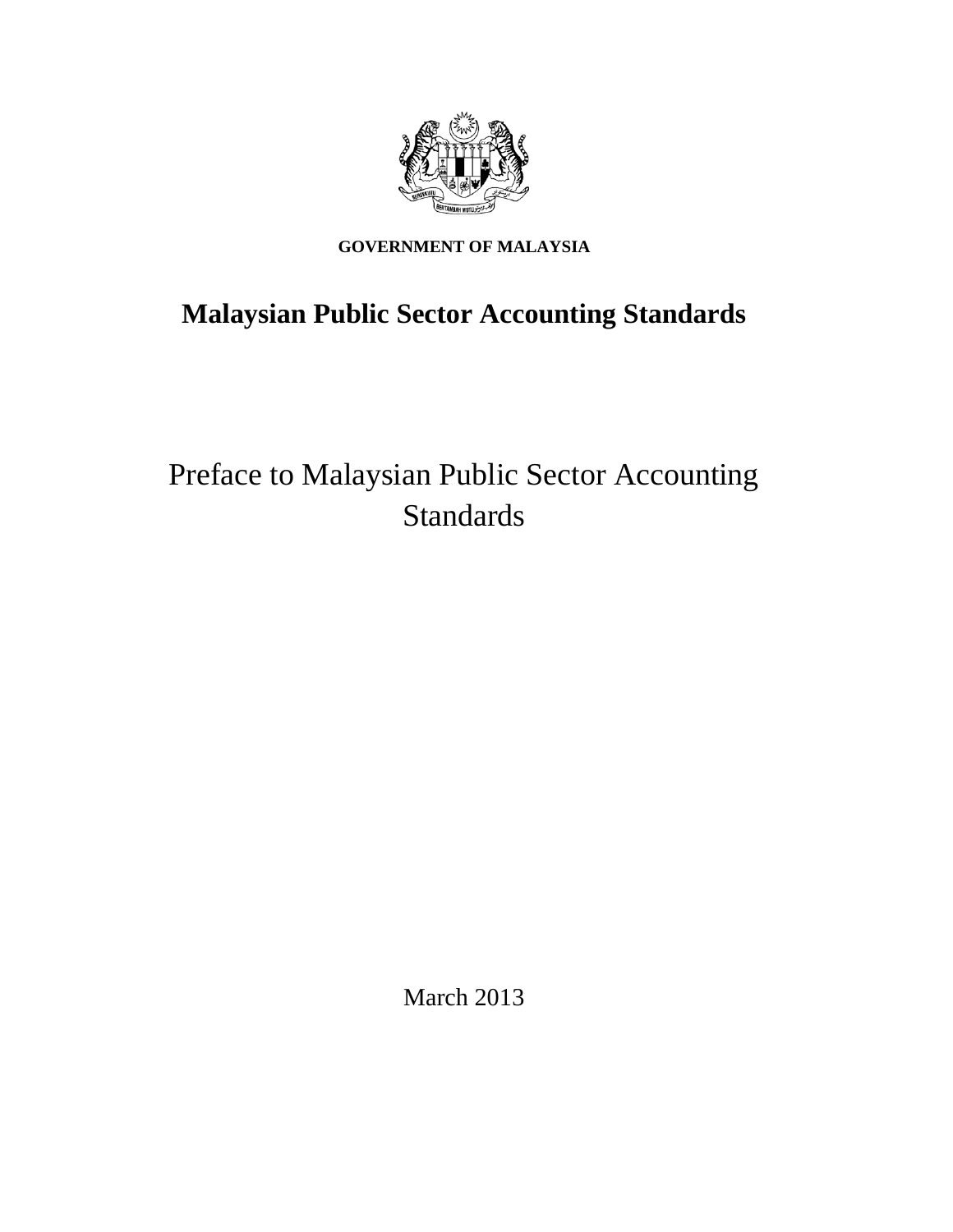**GOVERNMENT OF MALAYSIA**

# Malaysian Public Sector Accounting Standards

## Preface to Malaysian Public Sector Accounting Standards

March 2013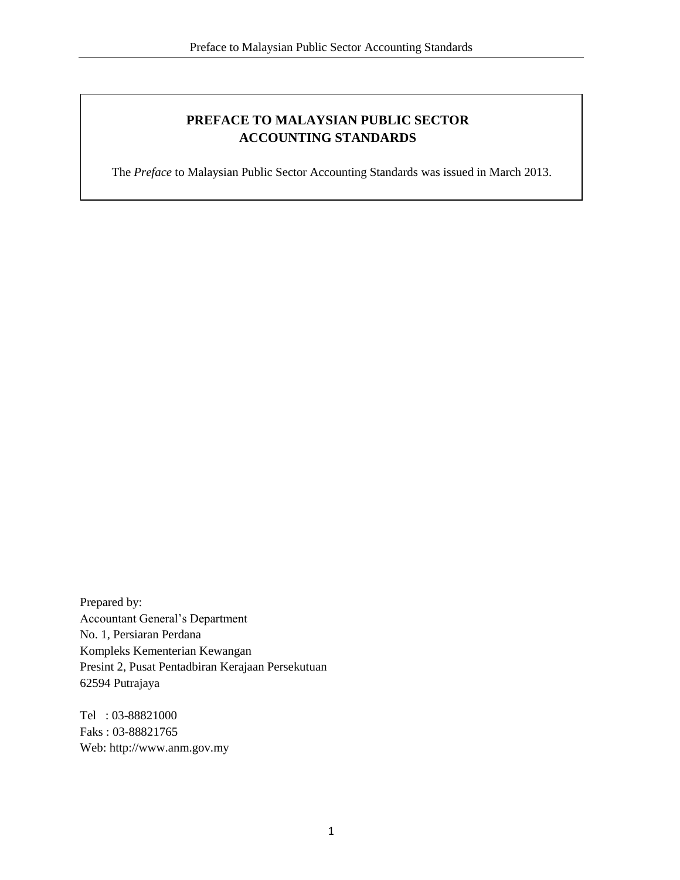# PREFACE TO MALAYSIAN PUBLIC SECTOR ACCOUNTING STANDARDS

The *Preface* to Malaysian Public Sector Accounting Standards was issued in March 2013.

Prepared by:
Accountant General's Department
No. 1, Persiaran Perdana
Kompleks Kementerian Kewangan
Presint 2, Pusat Pentadbiran Kerajaan Persekutuan
62594 Putrajaya

Tel : 03-88821000
Faks : 03-88821765
Web: http://www.anm.gov.my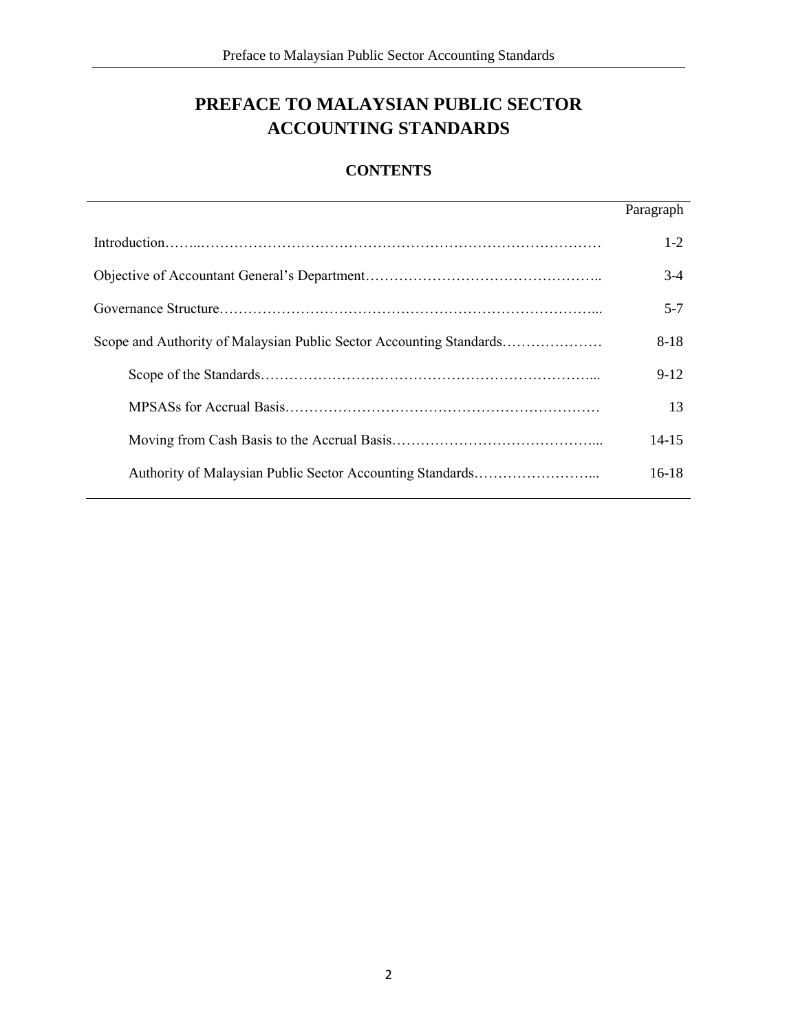# PREFACE TO MALAYSIAN PUBLIC SECTOR ACCOUNTING STANDARDS

## CONTENTS

| | Paragraph |
|---|---|
| Introduction | 1-2 |
| Objective of Accountant General's Department | 3-4 |
| Governance Structure | 5-7 |
| Scope and Authority of Malaysian Public Sector Accounting Standards | 8-18 |
| Scope of the Standards | 9-12 |
| MPSASs for Accrual Basis | 13 |
| Moving from Cash Basis to the Accrual Basis | 14-15 |
| Authority of Malaysian Public Sector Accounting Standards | 16-18 |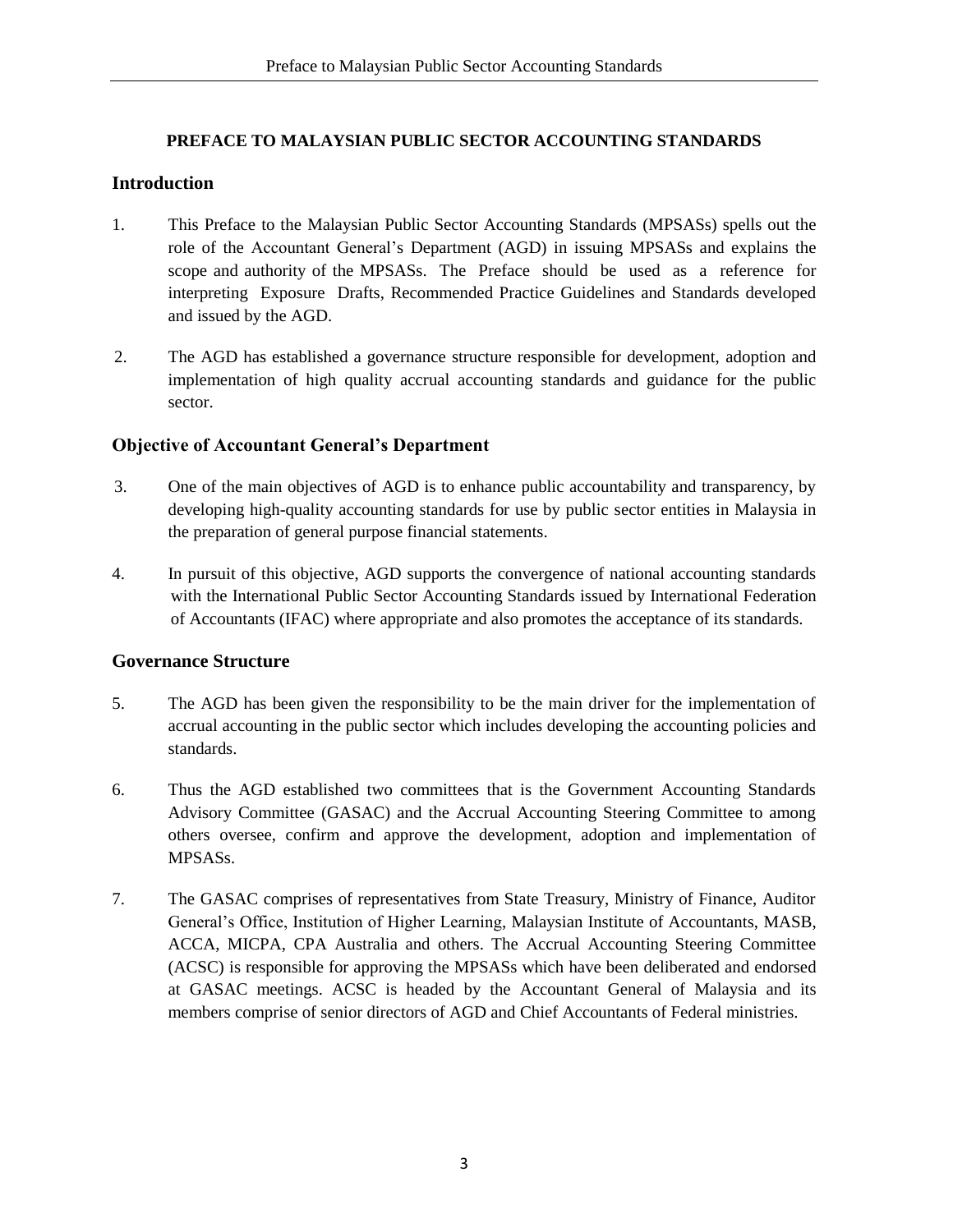**PREFACE TO MALAYSIAN PUBLIC SECTOR ACCOUNTING STANDARDS**

## Introduction

1. This Preface to the Malaysian Public Sector Accounting Standards (MPSASs) spells out the role of the Accountant General's Department (AGD) in issuing MPSASs and explains the scope and authority of the MPSASs. The Preface should be used as a reference for interpreting Exposure Drafts, Recommended Practice Guidelines and Standards developed and issued by the AGD.

2. The AGD has established a governance structure responsible for development, adoption and implementation of high quality accrual accounting standards and guidance for the public sector.

## Objective of Accountant General's Department

3. One of the main objectives of AGD is to enhance public accountability and transparency, by developing high-quality accounting standards for use by public sector entities in Malaysia in the preparation of general purpose financial statements.

4. In pursuit of this objective, AGD supports the convergence of national accounting standards with the International Public Sector Accounting Standards issued by International Federation of Accountants (IFAC) where appropriate and also promotes the acceptance of its standards.

## Governance Structure

5. The AGD has been given the responsibility to be the main driver for the implementation of accrual accounting in the public sector which includes developing the accounting policies and standards.

6. Thus the AGD established two committees that is the Government Accounting Standards Advisory Committee (GASAC) and the Accrual Accounting Steering Committee to among others oversee, confirm and approve the development, adoption and implementation of MPSASs.

7. The GASAC comprises of representatives from State Treasury, Ministry of Finance, Auditor General's Office, Institution of Higher Learning, Malaysian Institute of Accountants, MASB, ACCA, MICPA, CPA Australia and others. The Accrual Accounting Steering Committee (ACSC) is responsible for approving the MPSASs which have been deliberated and endorsed at GASAC meetings. ACSC is headed by the Accountant General of Malaysia and its members comprise of senior directors of AGD and Chief Accountants of Federal ministries.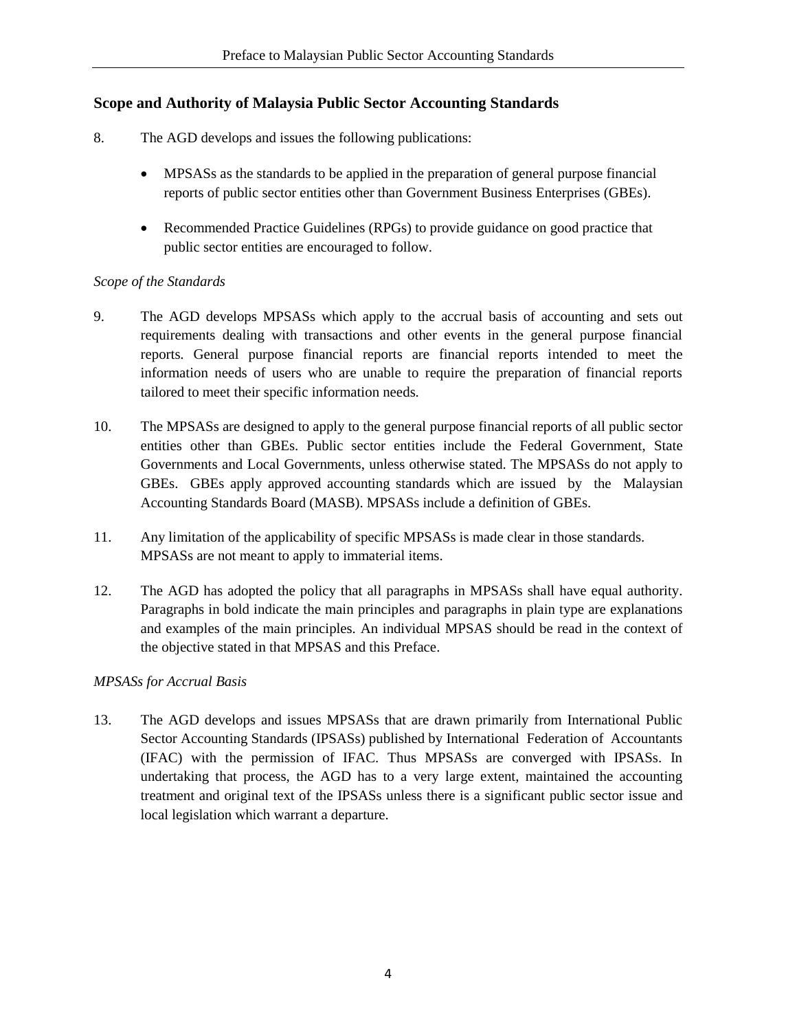## Scope and Authority of Malaysia Public Sector Accounting Standards

8. The AGD develops and issues the following publications:

   - MPSASs as the standards to be applied in the preparation of general purpose financial reports of public sector entities other than Government Business Enterprises (GBEs).

   - Recommended Practice Guidelines (RPGs) to provide guidance on good practice that public sector entities are encouraged to follow.

*Scope of the Standards*

9. The AGD develops MPSASs which apply to the accrual basis of accounting and sets out requirements dealing with transactions and other events in the general purpose financial reports. General purpose financial reports are financial reports intended to meet the information needs of users who are unable to require the preparation of financial reports tailored to meet their specific information needs.

10. The MPSASs are designed to apply to the general purpose financial reports of all public sector entities other than GBEs. Public sector entities include the Federal Government, State Governments and Local Governments, unless otherwise stated. The MPSASs do not apply to GBEs. GBEs apply approved accounting standards which are issued by the Malaysian Accounting Standards Board (MASB). MPSASs include a definition of GBEs.

11. Any limitation of the applicability of specific MPSASs is made clear in those standards. MPSASs are not meant to apply to immaterial items.

12. The AGD has adopted the policy that all paragraphs in MPSASs shall have equal authority. Paragraphs in bold indicate the main principles and paragraphs in plain type are explanations and examples of the main principles. An individual MPSAS should be read in the context of the objective stated in that MPSAS and this Preface.

*MPSASs for Accrual Basis*

13. The AGD develops and issues MPSASs that are drawn primarily from International Public Sector Accounting Standards (IPSASs) published by International Federation of Accountants (IFAC) with the permission of IFAC. Thus MPSASs are converged with IPSASs. In undertaking that process, the AGD has to a very large extent, maintained the accounting treatment and original text of the IPSASs unless there is a significant public sector issue and local legislation which warrant a departure.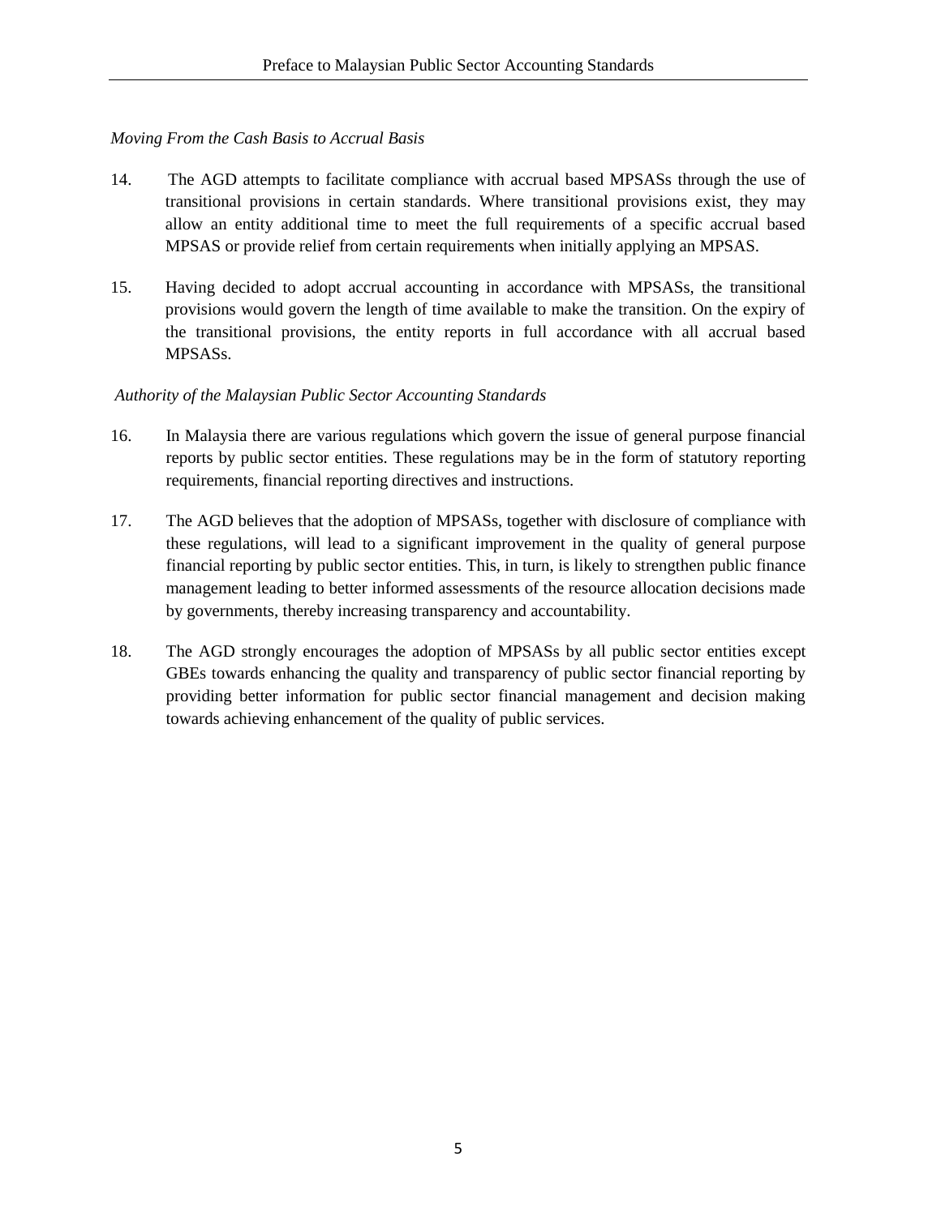*Moving From the Cash Basis to Accrual Basis*

14. The AGD attempts to facilitate compliance with accrual based MPSASs through the use of transitional provisions in certain standards. Where transitional provisions exist, they may allow an entity additional time to meet the full requirements of a specific accrual based MPSAS or provide relief from certain requirements when initially applying an MPSAS.

15. Having decided to adopt accrual accounting in accordance with MPSASs, the transitional provisions would govern the length of time available to make the transition. On the expiry of the transitional provisions, the entity reports in full accordance with all accrual based MPSASs.

*Authority of the Malaysian Public Sector Accounting Standards*

16. In Malaysia there are various regulations which govern the issue of general purpose financial reports by public sector entities. These regulations may be in the form of statutory reporting requirements, financial reporting directives and instructions.

17. The AGD believes that the adoption of MPSASs, together with disclosure of compliance with these regulations, will lead to a significant improvement in the quality of general purpose financial reporting by public sector entities. This, in turn, is likely to strengthen public finance management leading to better informed assessments of the resource allocation decisions made by governments, thereby increasing transparency and accountability.

18. The AGD strongly encourages the adoption of MPSASs by all public sector entities except GBEs towards enhancing the quality and transparency of public sector financial reporting by providing better information for public sector financial management and decision making towards achieving enhancement of the quality of public services.